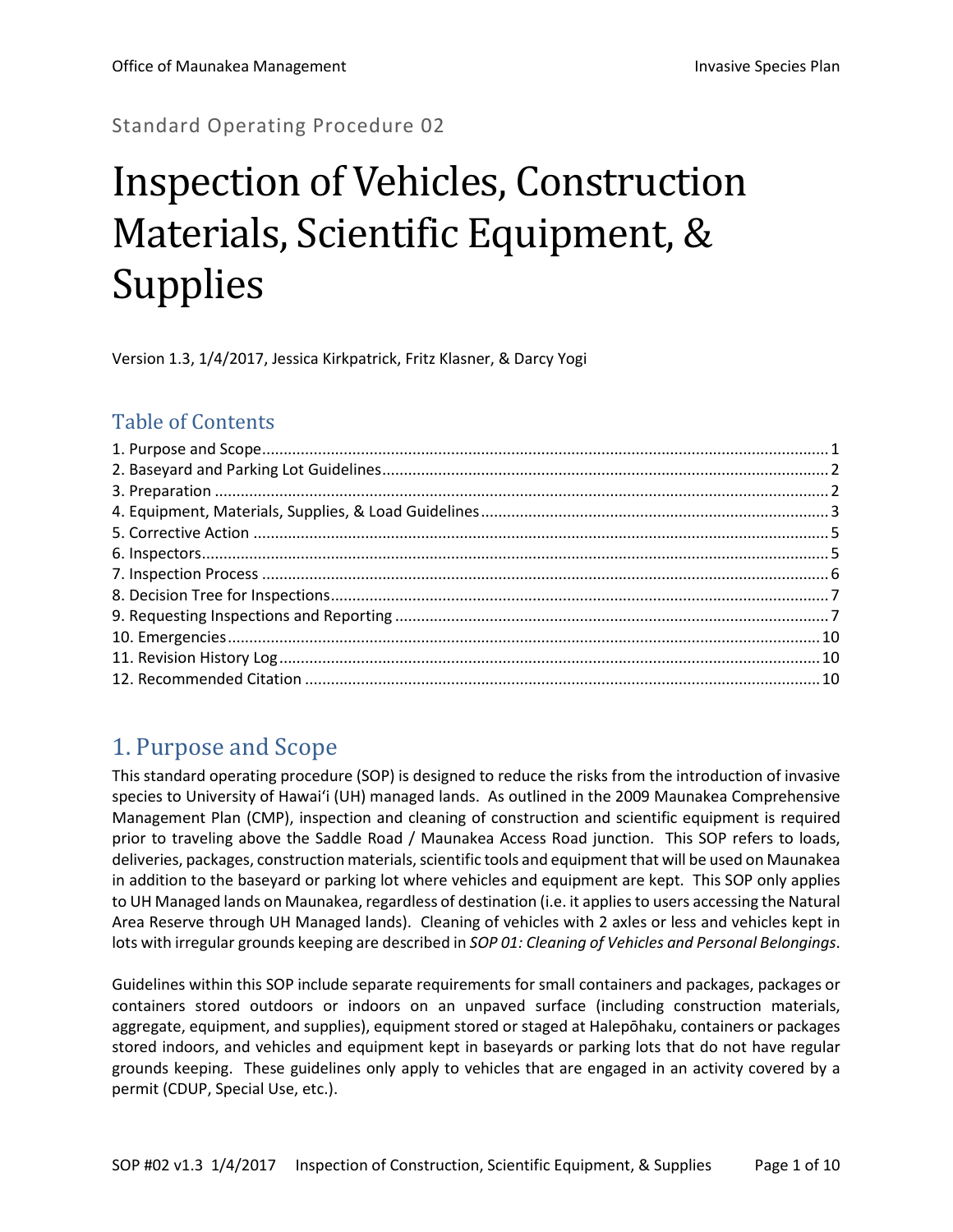Standard Operating Procedure 02

# Inspection of Vehicles, Construction Materials, Scientific Equipment, & Supplies

Version 1.3, 1/4/2017, Jessica Kirkpatrick, Fritz Klasner, & Darcy Yogi

## Table of Contents

1. Purpose and Scope ..... 1
2. Baseyard and Parking Lot Guidelines ..... 2
3. Preparation ..... 2
4. Equipment, Materials, Supplies, & Load Guidelines ..... 3
5. Corrective Action ..... 5
6. Inspectors ..... 5
7. Inspection Process ..... 6
8. Decision Tree for Inspections ..... 7
9. Requesting Inspections and Reporting ..... 7
10. Emergencies ..... 10
11. Revision History Log ..... 10
12. Recommended Citation ..... 10

## 1. Purpose and Scope

This standard operating procedure (SOP) is designed to reduce the risks from the introduction of invasive species to University of Hawaiʻi (UH) managed lands. As outlined in the 2009 Maunakea Comprehensive Management Plan (CMP), inspection and cleaning of construction and scientific equipment is required prior to traveling above the Saddle Road / Maunakea Access Road junction. This SOP refers to loads, deliveries, packages, construction materials, scientific tools and equipment that will be used on Maunakea in addition to the baseyard or parking lot where vehicles and equipment are kept. This SOP only applies to UH Managed lands on Maunakea, regardless of destination (i.e. it applies to users accessing the Natural Area Reserve through UH Managed lands). Cleaning of vehicles with 2 axles or less and vehicles kept in lots with irregular grounds keeping are described in *SOP 01: Cleaning of Vehicles and Personal Belongings*.

Guidelines within this SOP include separate requirements for small containers and packages, packages or containers stored outdoors or indoors on an unpaved surface (including construction materials, aggregate, equipment, and supplies), equipment stored or staged at Halepōhaku, containers or packages stored indoors, and vehicles and equipment kept in baseyards or parking lots that do not have regular grounds keeping. These guidelines only apply to vehicles that are engaged in an activity covered by a permit (CDUP, Special Use, etc.).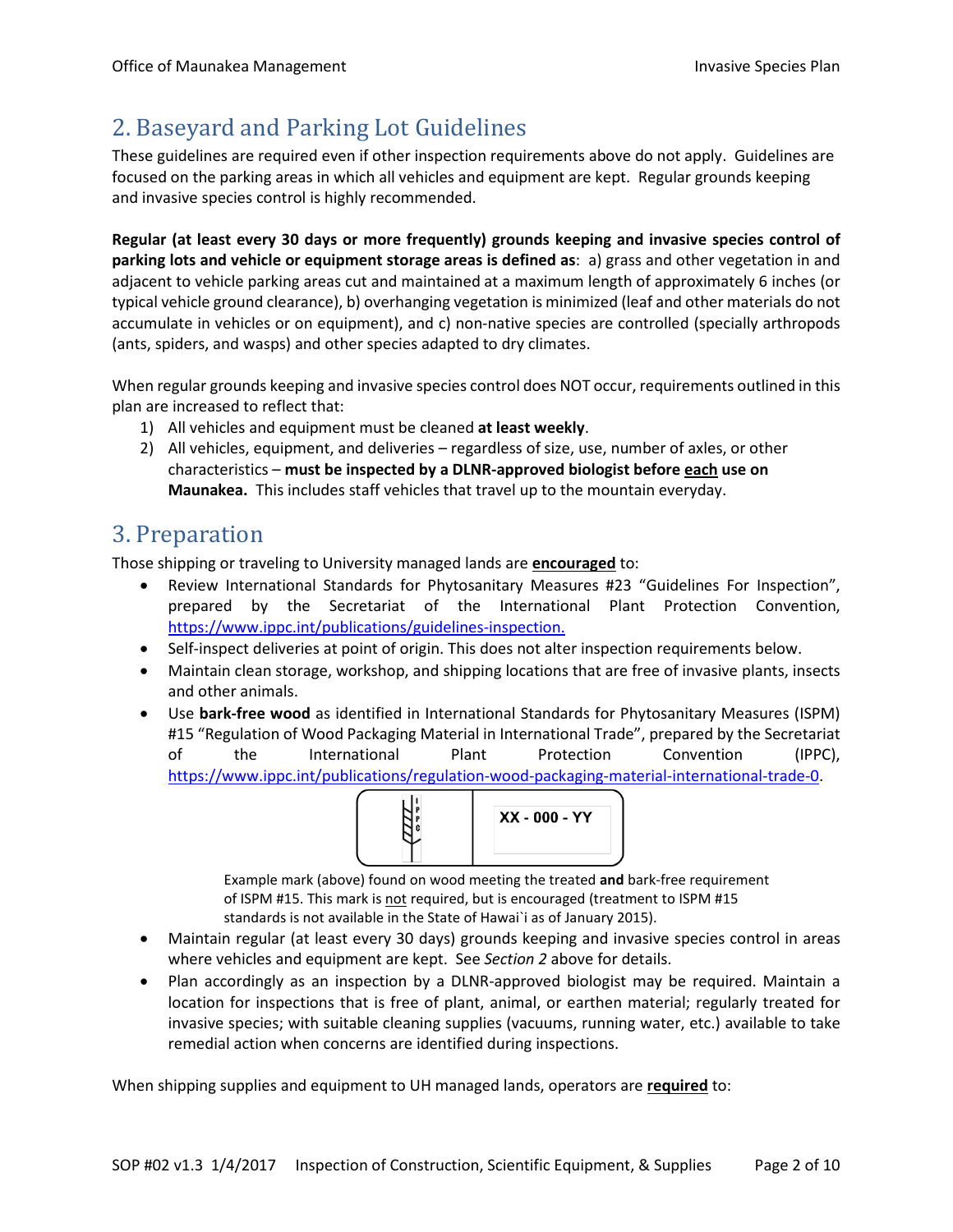## 2. Baseyard and Parking Lot Guidelines

These guidelines are required even if other inspection requirements above do not apply. Guidelines are focused on the parking areas in which all vehicles and equipment are kept. Regular grounds keeping and invasive species control is highly recommended.

**Regular (at least every 30 days or more frequently) grounds keeping and invasive species control of parking lots and vehicle or equipment storage areas is defined as**: a) grass and other vegetation in and adjacent to vehicle parking areas cut and maintained at a maximum length of approximately 6 inches (or typical vehicle ground clearance), b) overhanging vegetation is minimized (leaf and other materials do not accumulate in vehicles or on equipment), and c) non-native species are controlled (specially arthropods (ants, spiders, and wasps) and other species adapted to dry climates.

When regular grounds keeping and invasive species control does NOT occur, requirements outlined in this plan are increased to reflect that:

1) All vehicles and equipment must be cleaned **at least weekly**.
2) All vehicles, equipment, and deliveries – regardless of size, use, number of axles, or other characteristics – **must be inspected by a DLNR-approved biologist before <u>each</u> use on Maunakea.** This includes staff vehicles that travel up to the mountain everyday.

## 3. Preparation

Those shipping or traveling to University managed lands are **<u>encouraged</u>** to:

- Review International Standards for Phytosanitary Measures #23 "Guidelines For Inspection", prepared by the Secretariat of the International Plant Protection Convention, https://www.ippc.int/publications/guidelines-inspection.
- Self-inspect deliveries at point of origin. This does not alter inspection requirements below.
- Maintain clean storage, workshop, and shipping locations that are free of invasive plants, insects and other animals.
- Use **bark-free wood** as identified in International Standards for Phytosanitary Measures (ISPM) #15 "Regulation of Wood Packaging Material in International Trade", prepared by the Secretariat of the International Plant Protection Convention (IPPC), https://www.ippc.int/publications/regulation-wood-packaging-material-international-trade-0.

  IPPC | XX - 000 - YY

  Example mark (above) found on wood meeting the treated **and** bark-free requirement of ISPM #15. This mark is <u>not</u> required, but is encouraged (treatment to ISPM #15 standards is not available in the State of Hawai`i as of January 2015).
- Maintain regular (at least every 30 days) grounds keeping and invasive species control in areas where vehicles and equipment are kept. See *Section 2* above for details.
- Plan accordingly as an inspection by a DLNR-approved biologist may be required. Maintain a location for inspections that is free of plant, animal, or earthen material; regularly treated for invasive species; with suitable cleaning supplies (vacuums, running water, etc.) available to take remedial action when concerns are identified during inspections.

When shipping supplies and equipment to UH managed lands, operators are **<u>required</u>** to: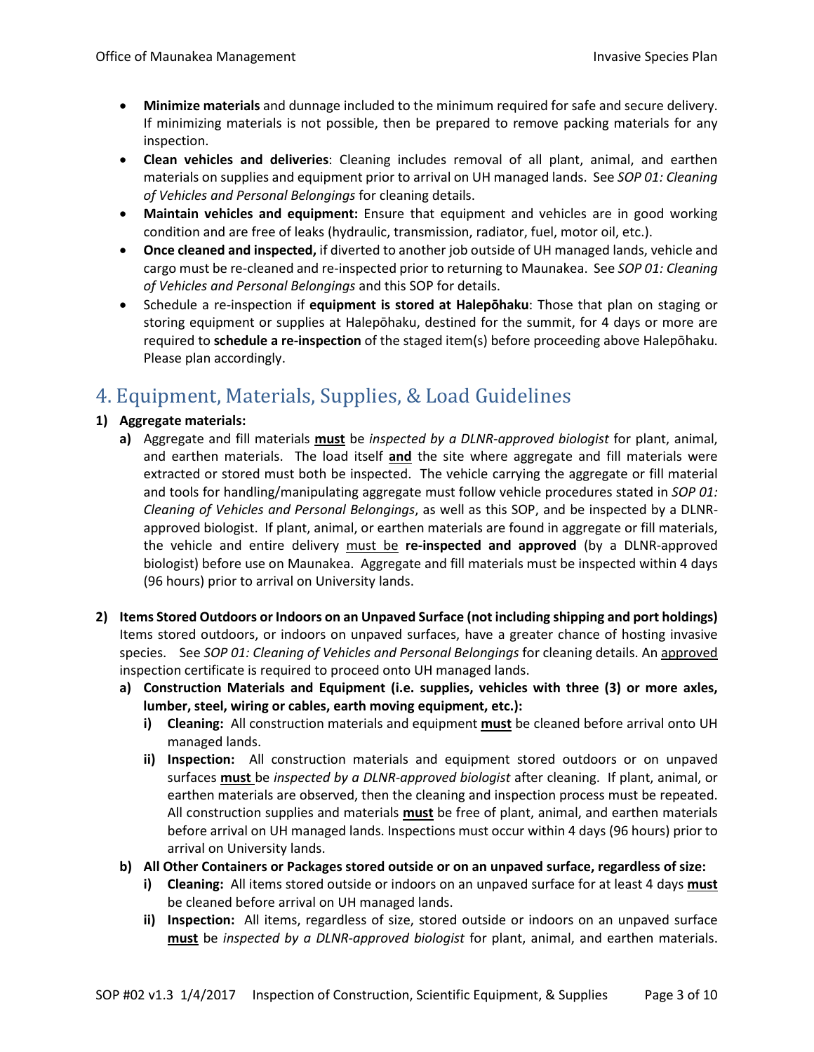- **Minimize materials** and dunnage included to the minimum required for safe and secure delivery. If minimizing materials is not possible, then be prepared to remove packing materials for any inspection.
- **Clean vehicles and deliveries**: Cleaning includes removal of all plant, animal, and earthen materials on supplies and equipment prior to arrival on UH managed lands. See *SOP 01: Cleaning of Vehicles and Personal Belongings* for cleaning details.
- **Maintain vehicles and equipment:** Ensure that equipment and vehicles are in good working condition and are free of leaks (hydraulic, transmission, radiator, fuel, motor oil, etc.).
- **Once cleaned and inspected,** if diverted to another job outside of UH managed lands, vehicle and cargo must be re-cleaned and re-inspected prior to returning to Maunakea. See *SOP 01: Cleaning of Vehicles and Personal Belongings* and this SOP for details.
- Schedule a re-inspection if **equipment is stored at Halepōhaku**: Those that plan on staging or storing equipment or supplies at Halepōhaku, destined for the summit, for 4 days or more are required to **schedule a re-inspection** of the staged item(s) before proceeding above Halepōhaku. Please plan accordingly.

# 4. Equipment, Materials, Supplies, & Load Guidelines

**1) Aggregate materials:**

**a)** Aggregate and fill materials <u>**must**</u> be *inspected by a DLNR-approved biologist* for plant, animal, and earthen materials. The load itself <u>**and**</u> the site where aggregate and fill materials were extracted or stored must both be inspected. The vehicle carrying the aggregate or fill material and tools for handling/manipulating aggregate must follow vehicle procedures stated in *SOP 01: Cleaning of Vehicles and Personal Belongings*, as well as this SOP, and be inspected by a DLNR-approved biologist. If plant, animal, or earthen materials are found in aggregate or fill materials, the vehicle and entire delivery <u>must be</u> **re-inspected and approved** (by a DLNR-approved biologist) before use on Maunakea. Aggregate and fill materials must be inspected within 4 days (96 hours) prior to arrival on University lands.

**2) Items Stored Outdoors or Indoors on an Unpaved Surface (not including shipping and port holdings)**

Items stored outdoors, or indoors on unpaved surfaces, have a greater chance of hosting invasive species. See *SOP 01: Cleaning of Vehicles and Personal Belongings* for cleaning details. An <u>approved</u> inspection certificate is required to proceed onto UH managed lands.

**a) Construction Materials and Equipment (i.e. supplies, vehicles with three (3) or more axles, lumber, steel, wiring or cables, earth moving equipment, etc.):**

**i) Cleaning:** All construction materials and equipment <u>**must**</u> be cleaned before arrival onto UH managed lands.

**ii) Inspection:** All construction materials and equipment stored outdoors or on unpaved surfaces <u>**must**</u> be *inspected by a DLNR-approved biologist* after cleaning. If plant, animal, or earthen materials are observed, then the cleaning and inspection process must be repeated. All construction supplies and materials <u>**must**</u> be free of plant, animal, and earthen materials before arrival on UH managed lands. Inspections must occur within 4 days (96 hours) prior to arrival on University lands.

**b) All Other Containers or Packages stored outside or on an unpaved surface, regardless of size:**

**i) Cleaning:** All items stored outside or indoors on an unpaved surface for at least 4 days <u>**must**</u> be cleaned before arrival on UH managed lands.

**ii) Inspection:** All items, regardless of size, stored outside or indoors on an unpaved surface <u>**must**</u> be *inspected by a DLNR-approved biologist* for plant, animal, and earthen materials.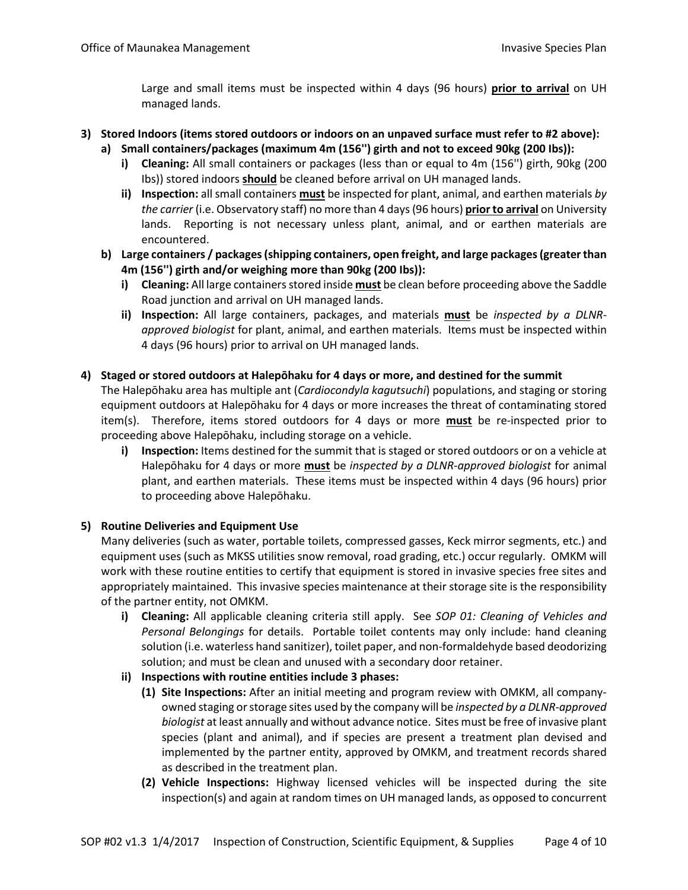Large and small items must be inspected within 4 days (96 hours) **prior to arrival** on UH managed lands.

**3) Stored Indoors (items stored outdoors or indoors on an unpaved surface must refer to #2 above):**

**a) Small containers/packages (maximum 4m (156'') girth and not to exceed 90kg (200 Ibs)):**

**i) Cleaning:** All small containers or packages (less than or equal to 4m (156'') girth, 90kg (200 Ibs)) stored indoors **should** be cleaned before arrival on UH managed lands.

**ii) Inspection:** all small containers **must** be inspected for plant, animal, and earthen materials *by the carrier* (i.e. Observatory staff) no more than 4 days (96 hours) **prior to arrival** on University lands. Reporting is not necessary unless plant, animal, and or earthen materials are encountered.

**b) Large containers / packages (shipping containers, open freight, and large packages (greater than 4m (156'') girth and/or weighing more than 90kg (200 Ibs)):**

**i) Cleaning:** All large containers stored inside **must** be clean before proceeding above the Saddle Road junction and arrival on UH managed lands.

**ii) Inspection:** All large containers, packages, and materials **must** be *inspected by a DLNR-approved biologist* for plant, animal, and earthen materials. Items must be inspected within 4 days (96 hours) prior to arrival on UH managed lands.

**4) Staged or stored outdoors at Halepōhaku for 4 days or more, and destined for the summit**

The Halepōhaku area has multiple ant (*Cardiocondyla kagutsuchi*) populations, and staging or storing equipment outdoors at Halepōhaku for 4 days or more increases the threat of contaminating stored item(s). Therefore, items stored outdoors for 4 days or more **must** be re-inspected prior to proceeding above Halepōhaku, including storage on a vehicle.

**i) Inspection:** Items destined for the summit that is staged or stored outdoors or on a vehicle at Halepōhaku for 4 days or more **must** be *inspected by a DLNR-approved biologist* for animal plant, and earthen materials. These items must be inspected within 4 days (96 hours) prior to proceeding above Halepōhaku.

**5) Routine Deliveries and Equipment Use**

Many deliveries (such as water, portable toilets, compressed gasses, Keck mirror segments, etc.) and equipment uses (such as MKSS utilities snow removal, road grading, etc.) occur regularly. OMKM will work with these routine entities to certify that equipment is stored in invasive species free sites and appropriately maintained. This invasive species maintenance at their storage site is the responsibility of the partner entity, not OMKM.

**i) Cleaning:** All applicable cleaning criteria still apply. See *SOP 01: Cleaning of Vehicles and Personal Belongings* for details. Portable toilet contents may only include: hand cleaning solution (i.e. waterless hand sanitizer), toilet paper, and non-formaldehyde based deodorizing solution; and must be clean and unused with a secondary door retainer.

**ii) Inspections with routine entities include 3 phases:**

**(1) Site Inspections:** After an initial meeting and program review with OMKM, all company-owned staging or storage sites used by the company will be *inspected by a DLNR-approved biologist* at least annually and without advance notice. Sites must be free of invasive plant species (plant and animal), and if species are present a treatment plan devised and implemented by the partner entity, approved by OMKM, and treatment records shared as described in the treatment plan.

**(2) Vehicle Inspections:** Highway licensed vehicles will be inspected during the site inspection(s) and again at random times on UH managed lands, as opposed to concurrent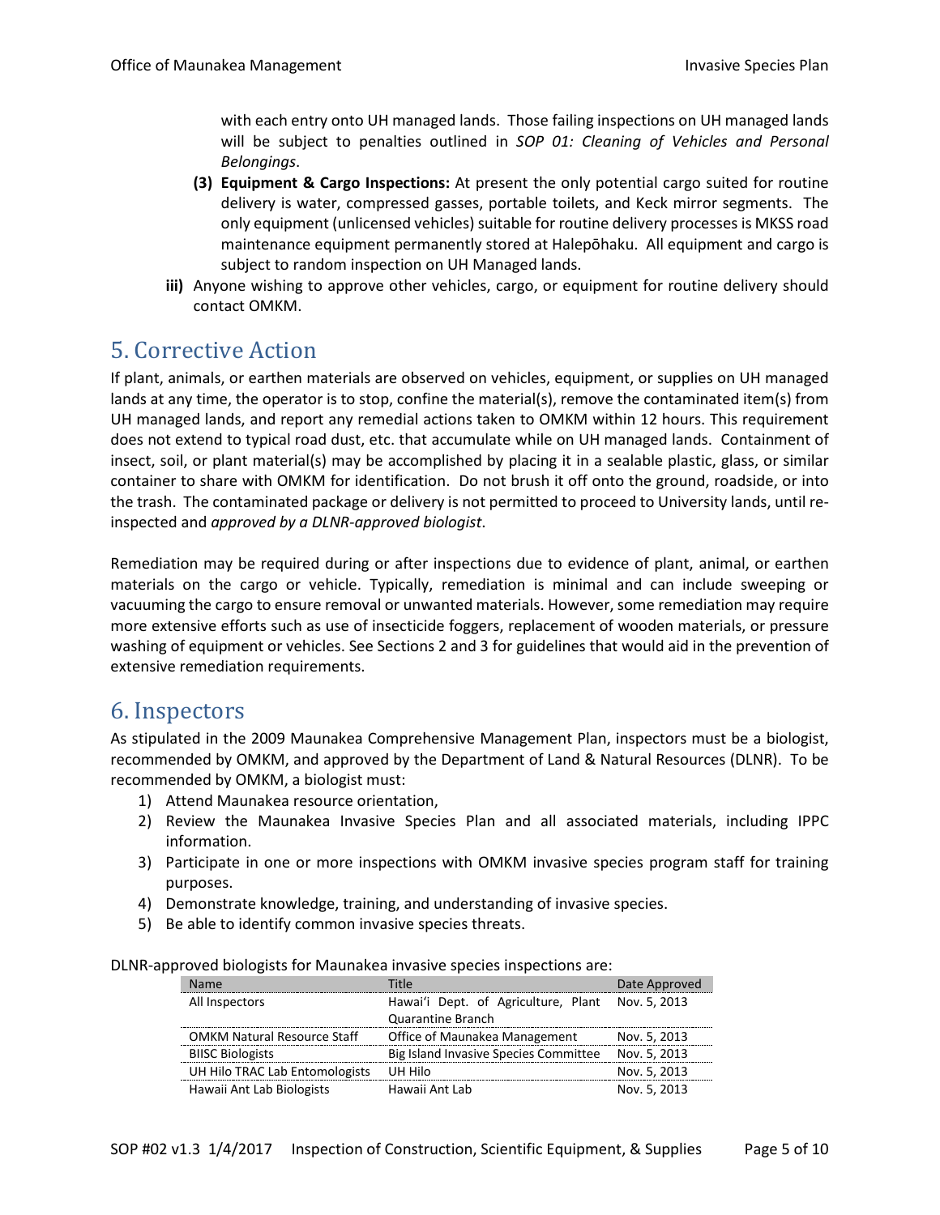with each entry onto UH managed lands. Those failing inspections on UH managed lands will be subject to penalties outlined in *SOP 01: Cleaning of Vehicles and Personal Belongings*.

**(3) Equipment & Cargo Inspections:** At present the only potential cargo suited for routine delivery is water, compressed gasses, portable toilets, and Keck mirror segments. The only equipment (unlicensed vehicles) suitable for routine delivery processes is MKSS road maintenance equipment permanently stored at Halepōhaku. All equipment and cargo is subject to random inspection on UH Managed lands.

**iii)** Anyone wishing to approve other vehicles, cargo, or equipment for routine delivery should contact OMKM.

# 5. Corrective Action

If plant, animals, or earthen materials are observed on vehicles, equipment, or supplies on UH managed lands at any time, the operator is to stop, confine the material(s), remove the contaminated item(s) from UH managed lands, and report any remedial actions taken to OMKM within 12 hours. This requirement does not extend to typical road dust, etc. that accumulate while on UH managed lands. Containment of insect, soil, or plant material(s) may be accomplished by placing it in a sealable plastic, glass, or similar container to share with OMKM for identification. Do not brush it off onto the ground, roadside, or into the trash. The contaminated package or delivery is not permitted to proceed to University lands, until re-inspected and *approved by a DLNR-approved biologist*.

Remediation may be required during or after inspections due to evidence of plant, animal, or earthen materials on the cargo or vehicle. Typically, remediation is minimal and can include sweeping or vacuuming the cargo to ensure removal or unwanted materials. However, some remediation may require more extensive efforts such as use of insecticide foggers, replacement of wooden materials, or pressure washing of equipment or vehicles. See Sections 2 and 3 for guidelines that would aid in the prevention of extensive remediation requirements.

# 6. Inspectors

As stipulated in the 2009 Maunakea Comprehensive Management Plan, inspectors must be a biologist, recommended by OMKM, and approved by the Department of Land & Natural Resources (DLNR). To be recommended by OMKM, a biologist must:

1) Attend Maunakea resource orientation,
2) Review the Maunakea Invasive Species Plan and all associated materials, including IPPC information.
3) Participate in one or more inspections with OMKM invasive species program staff for training purposes.
4) Demonstrate knowledge, training, and understanding of invasive species.
5) Be able to identify common invasive species threats.

DLNR-approved biologists for Maunakea invasive species inspections are:

| Name | Title | Date Approved |
|---|---|---|
| All Inspectors | Hawai'i Dept. of Agriculture, Plant Quarantine Branch | Nov. 5, 2013 |
| OMKM Natural Resource Staff | Office of Maunakea Management | Nov. 5, 2013 |
| BIISC Biologists | Big Island Invasive Species Committee | Nov. 5, 2013 |
| UH Hilo TRAC Lab Entomologists | UH Hilo | Nov. 5, 2013 |
| Hawaii Ant Lab Biologists | Hawaii Ant Lab | Nov. 5, 2013 |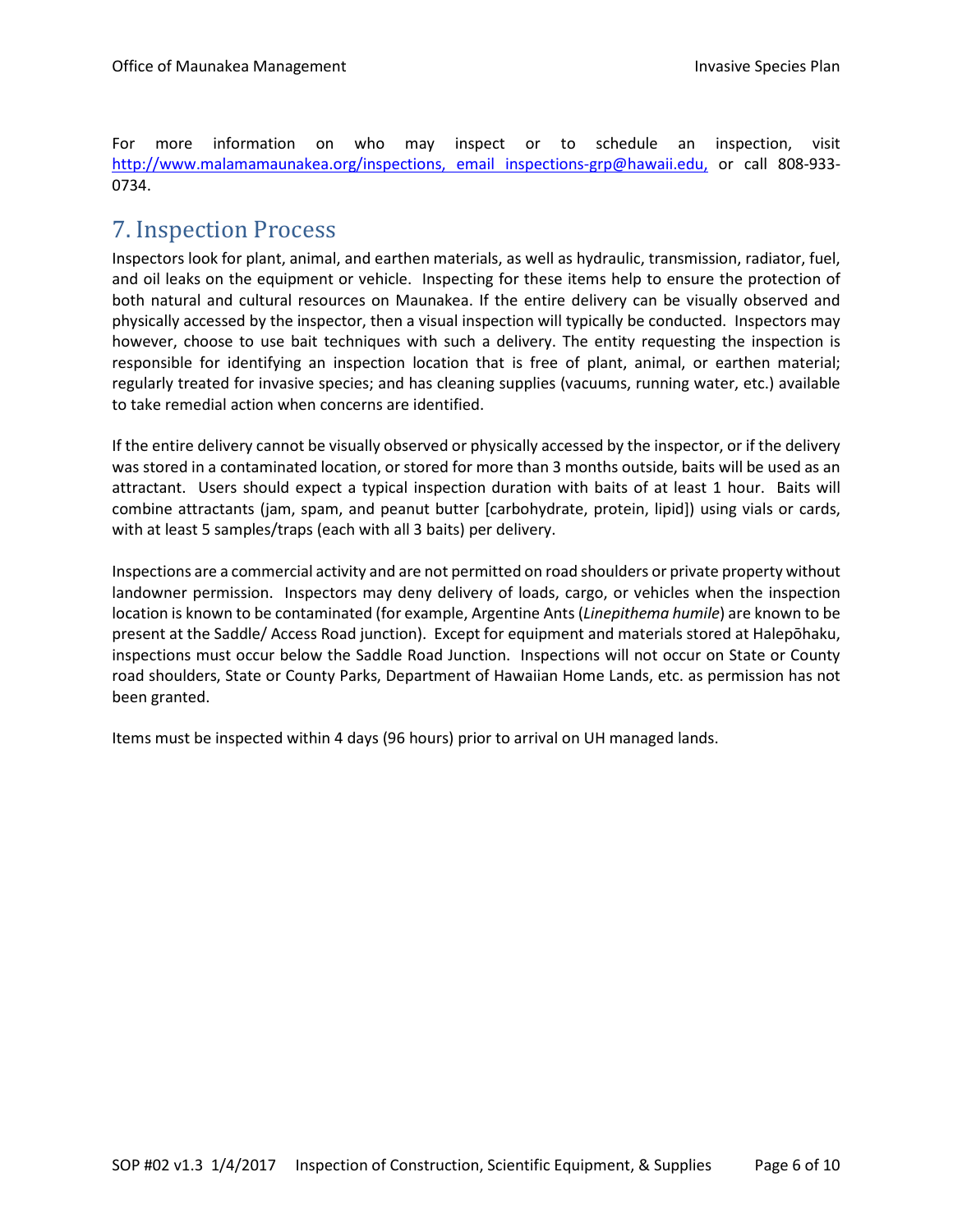For more information on who may inspect or to schedule an inspection, visit http://www.malamamaunakea.org/inspections, email inspections-grp@hawaii.edu, or call 808-933-0734.

## 7. Inspection Process

Inspectors look for plant, animal, and earthen materials, as well as hydraulic, transmission, radiator, fuel, and oil leaks on the equipment or vehicle. Inspecting for these items help to ensure the protection of both natural and cultural resources on Maunakea. If the entire delivery can be visually observed and physically accessed by the inspector, then a visual inspection will typically be conducted. Inspectors may however, choose to use bait techniques with such a delivery. The entity requesting the inspection is responsible for identifying an inspection location that is free of plant, animal, or earthen material; regularly treated for invasive species; and has cleaning supplies (vacuums, running water, etc.) available to take remedial action when concerns are identified.

If the entire delivery cannot be visually observed or physically accessed by the inspector, or if the delivery was stored in a contaminated location, or stored for more than 3 months outside, baits will be used as an attractant. Users should expect a typical inspection duration with baits of at least 1 hour. Baits will combine attractants (jam, spam, and peanut butter [carbohydrate, protein, lipid]) using vials or cards, with at least 5 samples/traps (each with all 3 baits) per delivery.

Inspections are a commercial activity and are not permitted on road shoulders or private property without landowner permission. Inspectors may deny delivery of loads, cargo, or vehicles when the inspection location is known to be contaminated (for example, Argentine Ants (*Linepithema humile*) are known to be present at the Saddle/ Access Road junction). Except for equipment and materials stored at Halepōhaku, inspections must occur below the Saddle Road Junction. Inspections will not occur on State or County road shoulders, State or County Parks, Department of Hawaiian Home Lands, etc. as permission has not been granted.

Items must be inspected within 4 days (96 hours) prior to arrival on UH managed lands.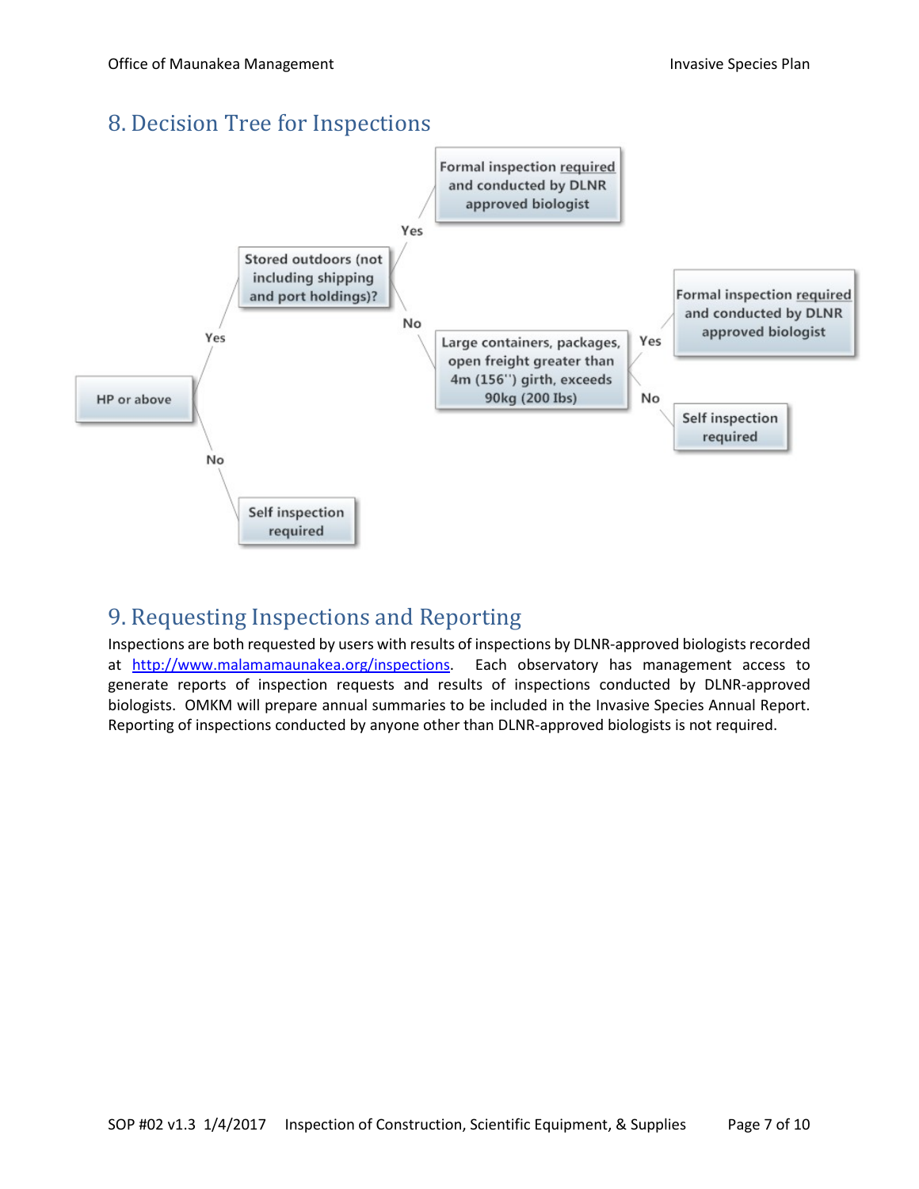## 8. Decision Tree for Inspections

- HP or above
  - Yes → Stored outdoors (not including shipping and port holdings)?
    - Yes → Formal inspection required and conducted by DLNR approved biologist
    - No → Large containers, packages, open freight greater than 4m (156") girth, exceeds 90kg (200 Ibs)
      - Yes → Formal inspection required and conducted by DLNR approved biologist
      - No → Self inspection required
  - No → Self inspection required

## 9. Requesting Inspections and Reporting

Inspections are both requested by users with results of inspections by DLNR-approved biologists recorded at http://www.malamamaunakea.org/inspections. Each observatory has management access to generate reports of inspection requests and results of inspections conducted by DLNR-approved biologists. OMKM will prepare annual summaries to be included in the Invasive Species Annual Report. Reporting of inspections conducted by anyone other than DLNR-approved biologists is not required.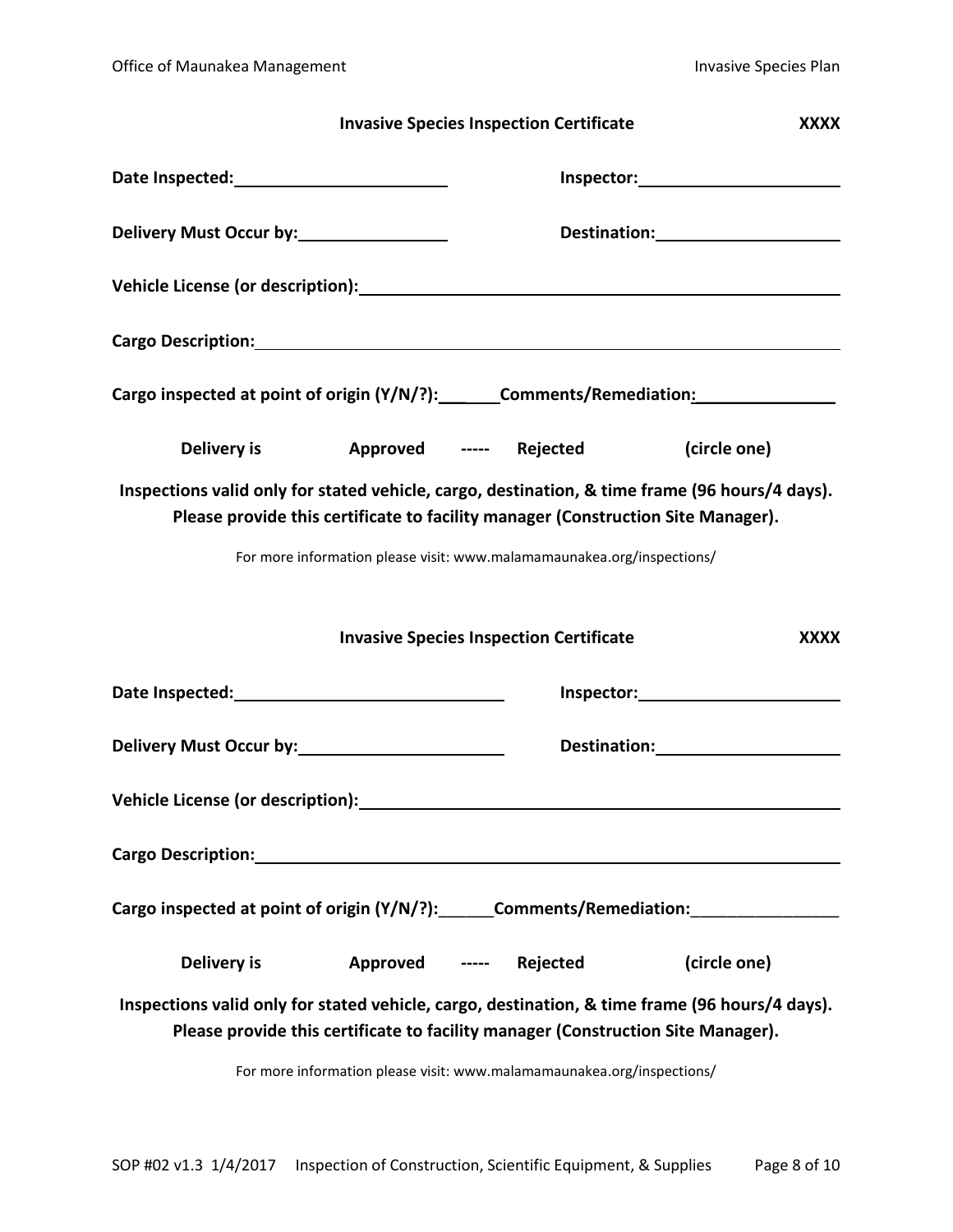**Invasive Species Inspection Certificate** **XXXX**

**Date Inspected:**\_\_\_\_\_\_\_\_\_\_\_\_\_\_\_\_\_\_\_\_\_\_\_\_ **Inspector:**\_\_\_\_\_\_\_\_\_\_\_\_\_\_\_\_\_\_\_\_\_\_

**Delivery Must Occur by:**\_\_\_\_\_\_\_\_\_\_\_\_\_\_\_\_\_\_ **Destination:**\_\_\_\_\_\_\_\_\_\_\_\_\_\_\_\_\_\_\_\_\_

**Vehicle License (or description):**\_\_\_\_\_\_\_\_\_\_\_\_\_\_\_\_\_\_\_\_\_\_\_\_\_\_\_\_\_\_\_\_\_\_\_\_\_\_\_\_\_\_\_\_\_\_\_\_\_\_\_\_\_\_\_

**Cargo Description:**\_\_\_\_\_\_\_\_\_\_\_\_\_\_\_\_\_\_\_\_\_\_\_\_\_\_\_\_\_\_\_\_\_\_\_\_\_\_\_\_\_\_\_\_\_\_\_\_\_\_\_\_\_\_\_\_\_\_\_\_\_\_\_\_\_\_\_\_

**Cargo inspected at point of origin (Y/N/?):\_\_\_\_\_\_Comments/Remediation:\_\_\_\_\_\_\_\_\_\_\_\_\_\_\_\_**

**Delivery is Approved ----- Rejected (circle one)**

**Inspections valid only for stated vehicle, cargo, destination, & time frame (96 hours/4 days). Please provide this certificate to facility manager (Construction Site Manager).**

For more information please visit: www.malamamaunakea.org/inspections/

**Invasive Species Inspection Certificate** **XXXX**

**Date Inspected:**\_\_\_\_\_\_\_\_\_\_\_\_\_\_\_\_\_\_\_\_\_\_\_\_\_\_\_\_\_\_ **Inspector:**\_\_\_\_\_\_\_\_\_\_\_\_\_\_\_\_\_\_\_\_\_\_

**Delivery Must Occur by:**\_\_\_\_\_\_\_\_\_\_\_\_\_\_\_\_\_\_\_\_\_\_\_\_ **Destination:**\_\_\_\_\_\_\_\_\_\_\_\_\_\_\_\_\_\_\_\_\_

**Vehicle License (or description):**\_\_\_\_\_\_\_\_\_\_\_\_\_\_\_\_\_\_\_\_\_\_\_\_\_\_\_\_\_\_\_\_\_\_\_\_\_\_\_\_\_\_\_\_\_\_\_\_\_\_\_\_\_\_\_

**Cargo Description:**\_\_\_\_\_\_\_\_\_\_\_\_\_\_\_\_\_\_\_\_\_\_\_\_\_\_\_\_\_\_\_\_\_\_\_\_\_\_\_\_\_\_\_\_\_\_\_\_\_\_\_\_\_\_\_\_\_\_\_\_\_\_\_\_\_\_\_\_

**Cargo inspected at point of origin (Y/N/?):\_\_\_\_\_\_Comments/Remediation:\_\_\_\_\_\_\_\_\_\_\_\_\_\_\_\_**

**Delivery is Approved ----- Rejected (circle one)**

**Inspections valid only for stated vehicle, cargo, destination, & time frame (96 hours/4 days). Please provide this certificate to facility manager (Construction Site Manager).**

For more information please visit: www.malamamaunakea.org/inspections/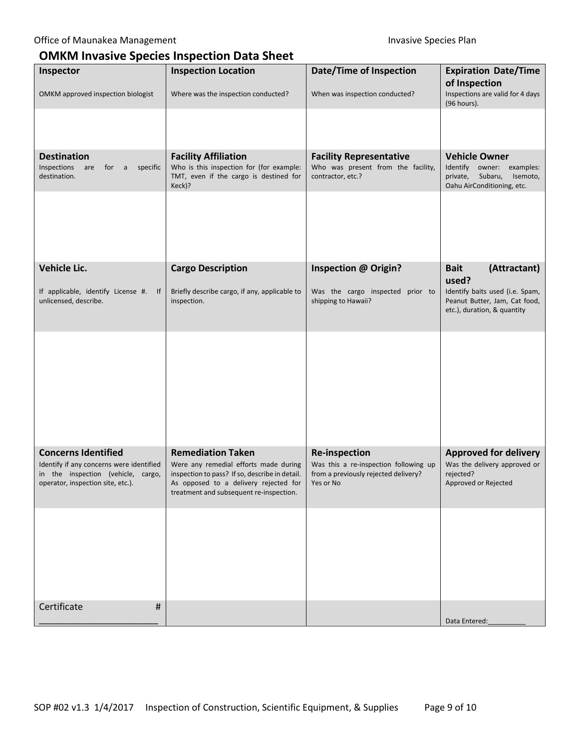## OMKM Invasive Species Inspection Data Sheet

| **Inspector**<br>OMKM approved inspection biologist | **Inspection Location**<br>Where was the inspection conducted? | **Date/Time of Inspection**<br>When was inspection conducted? | **Expiration Date/Time of Inspection**<br>Inspections are valid for 4 days (96 hours). |
|---|---|---|---|
| | | | |
| **Destination**<br>Inspections are for a specific destination. | **Facility Affiliation**<br>Who is this inspection for (for example: TMT, even if the cargo is destined for Keck)? | **Facility Representative**<br>Who was present from the facility, contractor, etc.? | **Vehicle Owner**<br>Identify owner: examples: private, Subaru, Isemoto, Oahu AirConditioning, etc. |
| | | | |
| **Vehicle Lic.**<br>If applicable, identify License #. If unlicensed, describe. | **Cargo Description**<br>Briefly describe cargo, if any, applicable to inspection. | **Inspection @ Origin?**<br>Was the cargo inspected prior to shipping to Hawaii? | **Bait (Attractant) used?**<br>Identify baits used (i.e. Spam, Peanut Butter, Jam, Cat food, etc.), duration, & quantity |
| | | | |
| **Concerns Identified**<br>Identify if any concerns were identified in the inspection (vehicle, cargo, operator, inspection site, etc.). | **Remediation Taken**<br>Were any remedial efforts made during inspection to pass? If so, describe in detail. As opposed to a delivery rejected for treatment and subsequent re-inspection. | **Re-inspection**<br>Was this a re-inspection following up from a previously rejected delivery?<br>Yes or No | **Approved for delivery**<br>Was the delivery approved or rejected?<br>Approved or Rejected |
| | | | |
| Certificate #<br>_________________________ | | | Data Entered:__________ |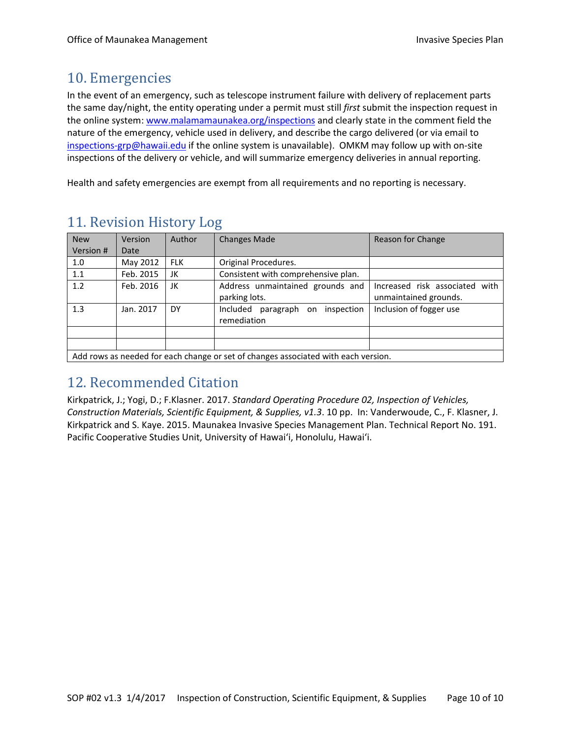## 10. Emergencies

In the event of an emergency, such as telescope instrument failure with delivery of replacement parts the same day/night, the entity operating under a permit must still *first* submit the inspection request in the online system: www.malamamaunakea.org/inspections and clearly state in the comment field the nature of the emergency, vehicle used in delivery, and describe the cargo delivered (or via email to inspections-grp@hawaii.edu if the online system is unavailable). OMKM may follow up with on-site inspections of the delivery or vehicle, and will summarize emergency deliveries in annual reporting.

Health and safety emergencies are exempt from all requirements and no reporting is necessary.

## 11. Revision History Log

| New Version # | Version Date | Author | Changes Made | Reason for Change |
|---|---|---|---|---|
| 1.0 | May 2012 | FLK | Original Procedures. | |
| 1.1 | Feb. 2015 | JK | Consistent with comprehensive plan. | |
| 1.2 | Feb. 2016 | JK | Address unmaintained grounds and parking lots. | Increased risk associated with unmaintained grounds. |
| 1.3 | Jan. 2017 | DY | Included paragraph on inspection remediation | Inclusion of fogger use |
| | | | | |
| | | | | |
| Add rows as needed for each change or set of changes associated with each version. | | | | |

## 12. Recommended Citation

Kirkpatrick, J.; Yogi, D.; F.Klasner. 2017. *Standard Operating Procedure 02, Inspection of Vehicles, Construction Materials, Scientific Equipment, & Supplies, v1.3*. 10 pp. In: Vanderwoude, C., F. Klasner, J. Kirkpatrick and S. Kaye. 2015. Maunakea Invasive Species Management Plan. Technical Report No. 191. Pacific Cooperative Studies Unit, University of Hawaiʻi, Honolulu, Hawaiʻi.